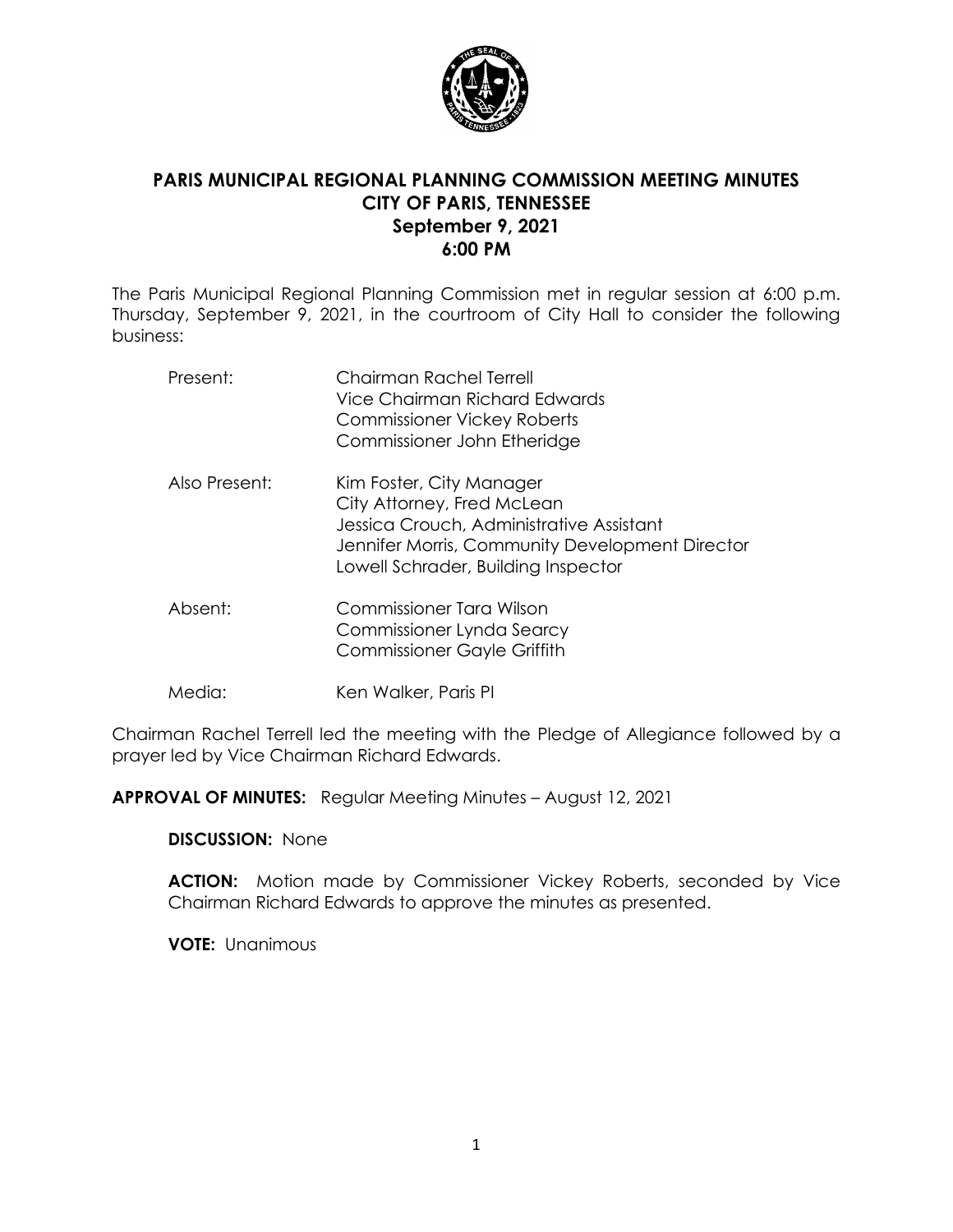# PARIS MUNICIPAL REGIONAL PLANNING COMMISSION MEETING MINUTES
## CITY OF PARIS, TENNESSEE
## September 9, 2021
## 6:00 PM

The Paris Municipal Regional Planning Commission met in regular session at 6:00 p.m. Thursday, September 9, 2021, in the courtroom of City Hall to consider the following business:

| | |
|---|---|
| Present: | Chairman Rachel Terrell<br>Vice Chairman Richard Edwards<br>Commissioner Vickey Roberts<br>Commissioner John Etheridge |
| Also Present: | Kim Foster, City Manager<br>City Attorney, Fred McLean<br>Jessica Crouch, Administrative Assistant<br>Jennifer Morris, Community Development Director<br>Lowell Schrader, Building Inspector |
| Absent: | Commissioner Tara Wilson<br>Commissioner Lynda Searcy<br>Commissioner Gayle Griffith |
| Media: | Ken Walker, Paris PI |

Chairman Rachel Terrell led the meeting with the Pledge of Allegiance followed by a prayer led by Vice Chairman Richard Edwards.

**APPROVAL OF MINUTES:** Regular Meeting Minutes – August 12, 2021

**DISCUSSION:** None

**ACTION:** Motion made by Commissioner Vickey Roberts, seconded by Vice Chairman Richard Edwards to approve the minutes as presented.

**VOTE:** Unanimous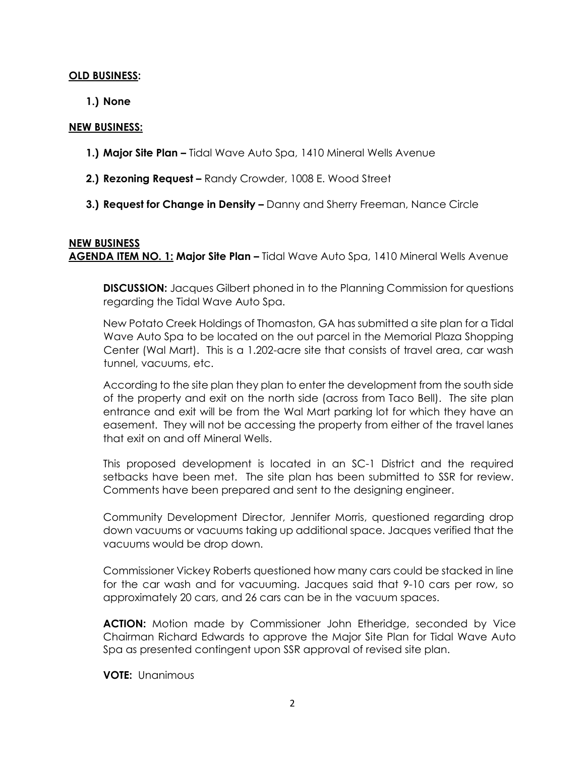**OLD BUSINESS:**

**1.) None**

**NEW BUSINESS:**

**1.) Major Site Plan –** Tidal Wave Auto Spa, 1410 Mineral Wells Avenue

**2.) Rezoning Request –** Randy Crowder, 1008 E. Wood Street

**3.) Request for Change in Density –** Danny and Sherry Freeman, Nance Circle

**NEW BUSINESS**

**AGENDA ITEM NO. 1: Major Site Plan –** Tidal Wave Auto Spa, 1410 Mineral Wells Avenue

**DISCUSSION:** Jacques Gilbert phoned in to the Planning Commission for questions regarding the Tidal Wave Auto Spa.

New Potato Creek Holdings of Thomaston, GA has submitted a site plan for a Tidal Wave Auto Spa to be located on the out parcel in the Memorial Plaza Shopping Center (Wal Mart). This is a 1.202-acre site that consists of travel area, car wash tunnel, vacuums, etc.

According to the site plan they plan to enter the development from the south side of the property and exit on the north side (across from Taco Bell). The site plan entrance and exit will be from the Wal Mart parking lot for which they have an easement. They will not be accessing the property from either of the travel lanes that exit on and off Mineral Wells.

This proposed development is located in an SC-1 District and the required setbacks have been met. The site plan has been submitted to SSR for review. Comments have been prepared and sent to the designing engineer.

Community Development Director, Jennifer Morris, questioned regarding drop down vacuums or vacuums taking up additional space. Jacques verified that the vacuums would be drop down.

Commissioner Vickey Roberts questioned how many cars could be stacked in line for the car wash and for vacuuming. Jacques said that 9-10 cars per row, so approximately 20 cars, and 26 cars can be in the vacuum spaces.

**ACTION:** Motion made by Commissioner John Etheridge, seconded by Vice Chairman Richard Edwards to approve the Major Site Plan for Tidal Wave Auto Spa as presented contingent upon SSR approval of revised site plan.

**VOTE:** Unanimous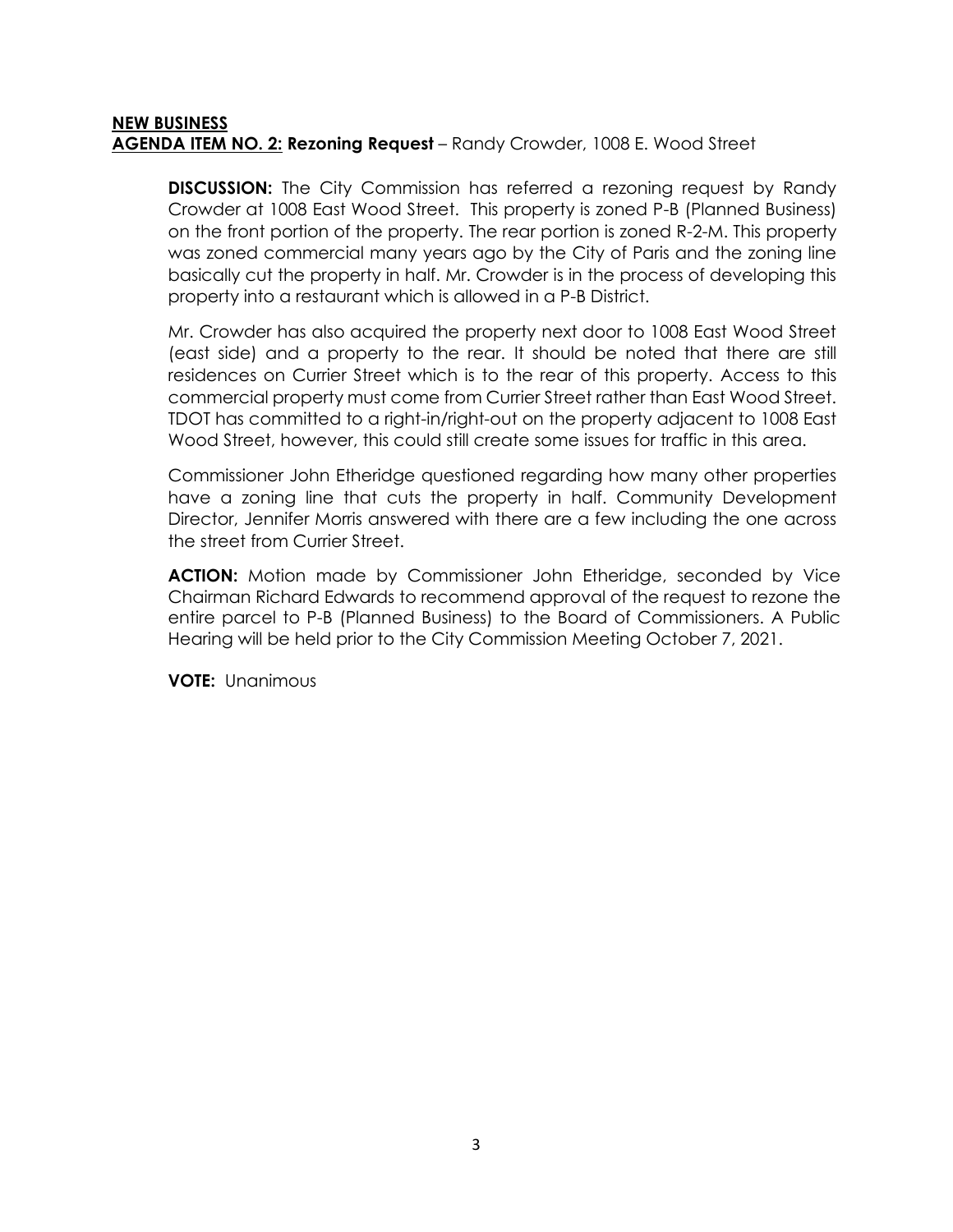**NEW BUSINESS**

**AGENDA ITEM NO. 2: Rezoning Request** – Randy Crowder, 1008 E. Wood Street

**DISCUSSION:** The City Commission has referred a rezoning request by Randy Crowder at 1008 East Wood Street. This property is zoned P-B (Planned Business) on the front portion of the property. The rear portion is zoned R-2-M. This property was zoned commercial many years ago by the City of Paris and the zoning line basically cut the property in half. Mr. Crowder is in the process of developing this property into a restaurant which is allowed in a P-B District.

Mr. Crowder has also acquired the property next door to 1008 East Wood Street (east side) and a property to the rear. It should be noted that there are still residences on Currier Street which is to the rear of this property. Access to this commercial property must come from Currier Street rather than East Wood Street. TDOT has committed to a right-in/right-out on the property adjacent to 1008 East Wood Street, however, this could still create some issues for traffic in this area.

Commissioner John Etheridge questioned regarding how many other properties have a zoning line that cuts the property in half. Community Development Director, Jennifer Morris answered with there are a few including the one across the street from Currier Street.

**ACTION:** Motion made by Commissioner John Etheridge, seconded by Vice Chairman Richard Edwards to recommend approval of the request to rezone the entire parcel to P-B (Planned Business) to the Board of Commissioners. A Public Hearing will be held prior to the City Commission Meeting October 7, 2021.

**VOTE:** Unanimous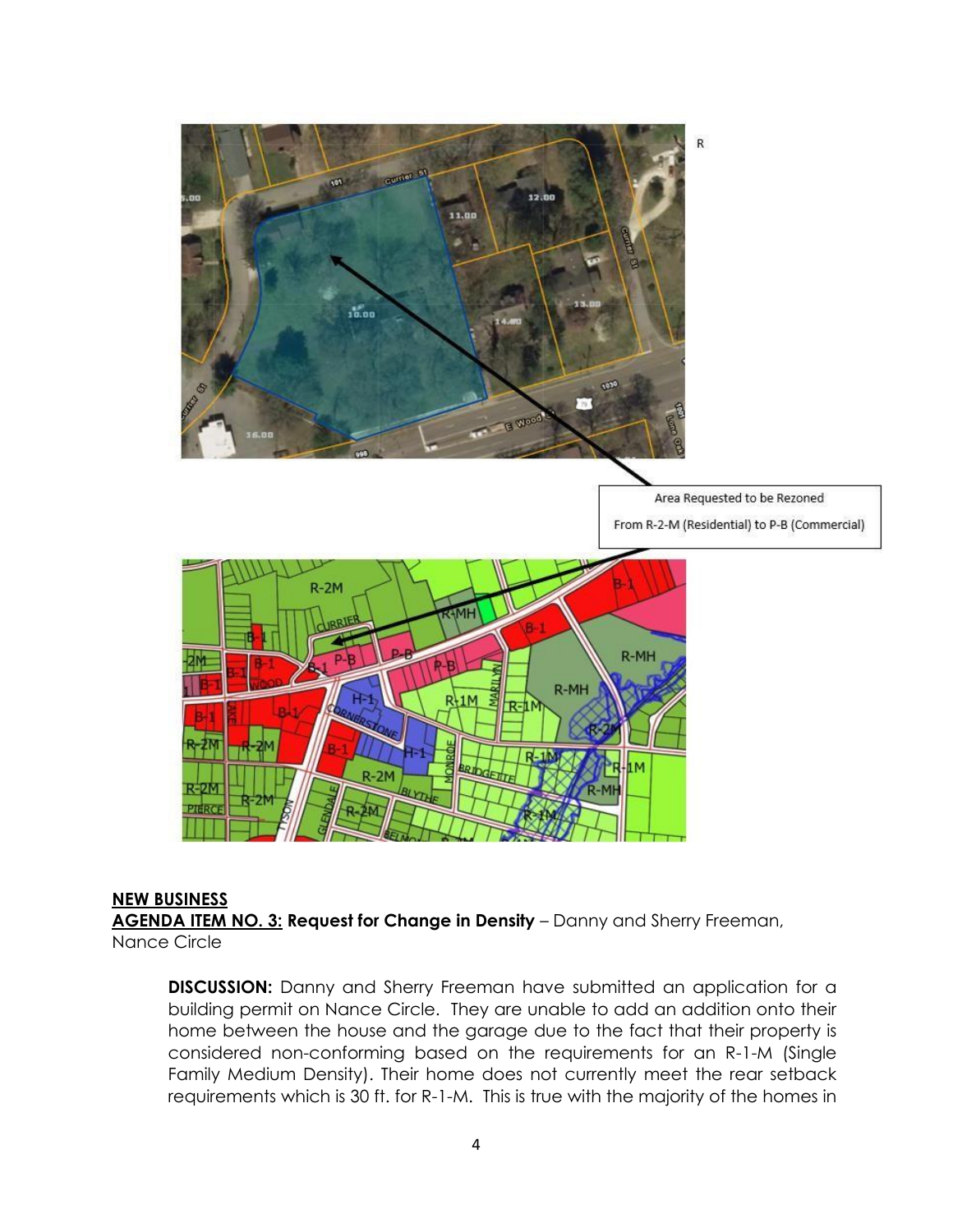Area Requested to be Rezoned

From R-2-M (Residential) to P-B (Commercial)

**NEW BUSINESS**

**AGENDA ITEM NO. 3: Request for Change in Density** – Danny and Sherry Freeman, Nance Circle

> **DISCUSSION:** Danny and Sherry Freeman have submitted an application for a building permit on Nance Circle. They are unable to add an addition onto their home between the house and the garage due to the fact that their property is considered non-conforming based on the requirements for an R-1-M (Single Family Medium Density). Their home does not currently meet the rear setback requirements which is 30 ft. for R-1-M. This is true with the majority of the homes in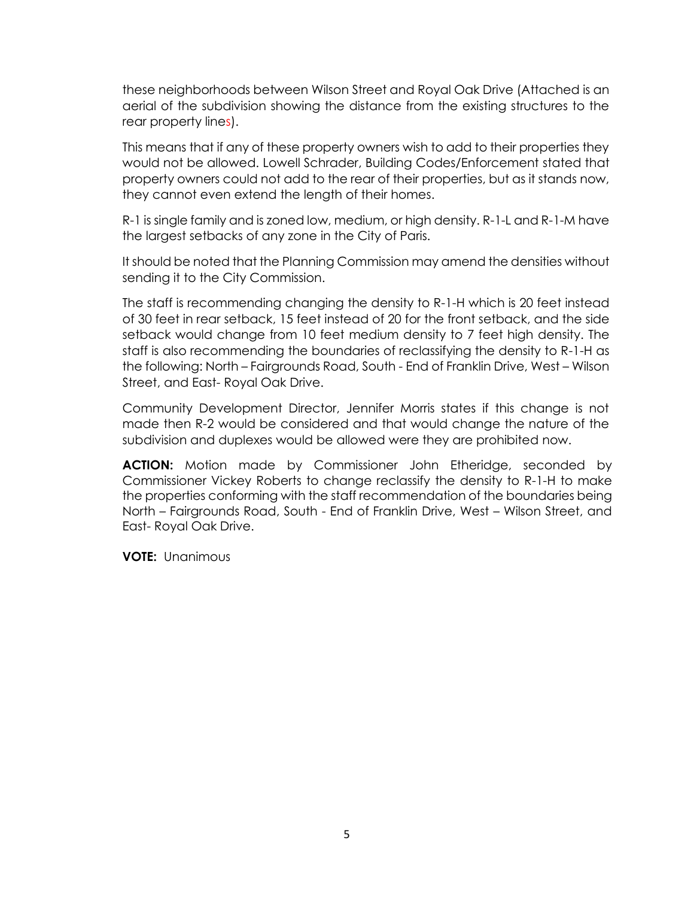these neighborhoods between Wilson Street and Royal Oak Drive (Attached is an aerial of the subdivision showing the distance from the existing structures to the rear property lines).

This means that if any of these property owners wish to add to their properties they would not be allowed. Lowell Schrader, Building Codes/Enforcement stated that property owners could not add to the rear of their properties, but as it stands now, they cannot even extend the length of their homes.

R-1 is single family and is zoned low, medium, or high density. R-1-L and R-1-M have the largest setbacks of any zone in the City of Paris.

It should be noted that the Planning Commission may amend the densities without sending it to the City Commission.

The staff is recommending changing the density to R-1-H which is 20 feet instead of 30 feet in rear setback, 15 feet instead of 20 for the front setback, and the side setback would change from 10 feet medium density to 7 feet high density. The staff is also recommending the boundaries of reclassifying the density to R-1-H as the following: North – Fairgrounds Road, South - End of Franklin Drive, West – Wilson Street, and East- Royal Oak Drive.

Community Development Director, Jennifer Morris states if this change is not made then R-2 would be considered and that would change the nature of the subdivision and duplexes would be allowed were they are prohibited now.

**ACTION:** Motion made by Commissioner John Etheridge, seconded by Commissioner Vickey Roberts to change reclassify the density to R-1-H to make the properties conforming with the staff recommendation of the boundaries being North – Fairgrounds Road, South - End of Franklin Drive, West – Wilson Street, and East- Royal Oak Drive.

**VOTE:** Unanimous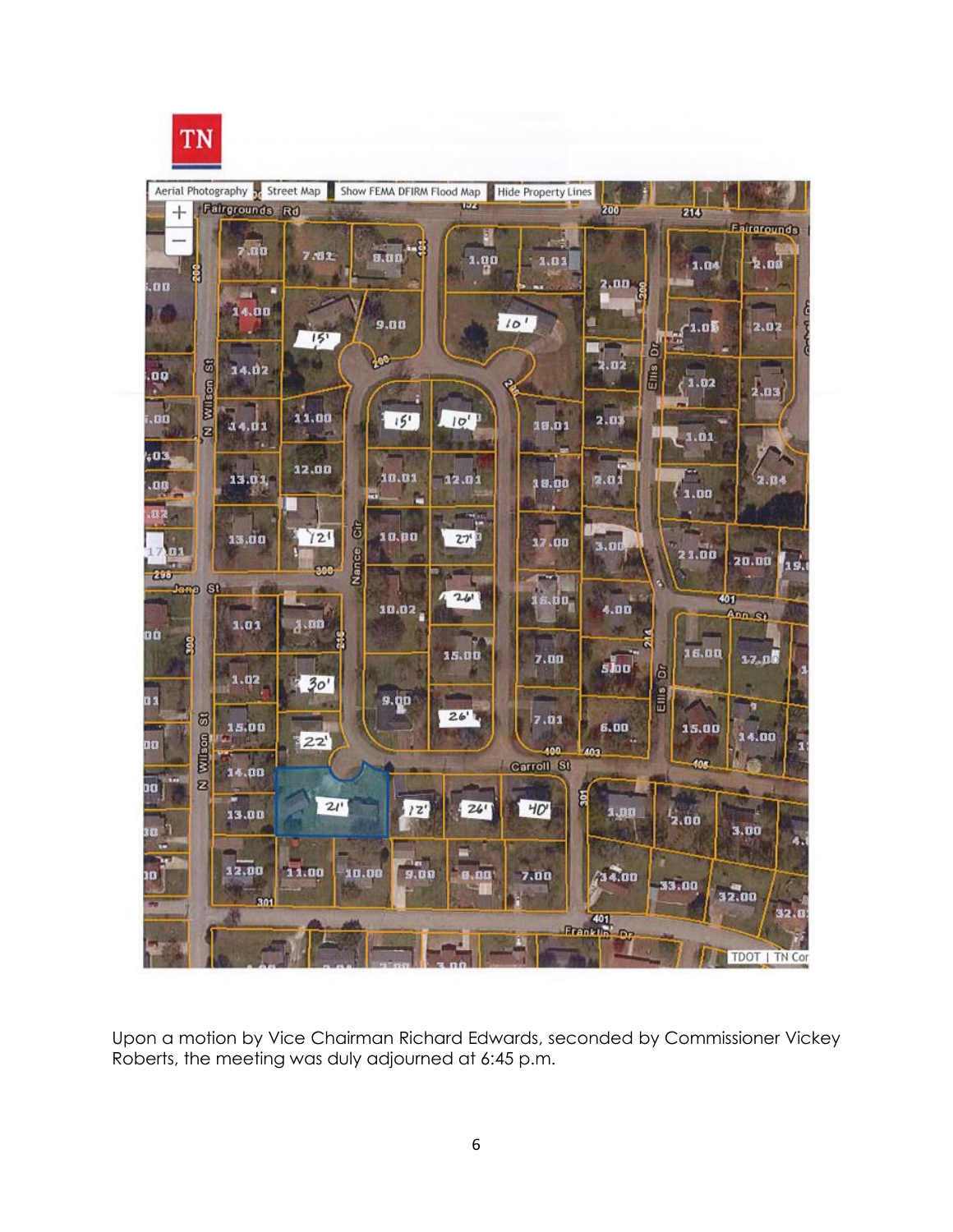Upon a motion by Vice Chairman Richard Edwards, seconded by Commissioner Vickey Roberts, the meeting was duly adjourned at 6:45 p.m.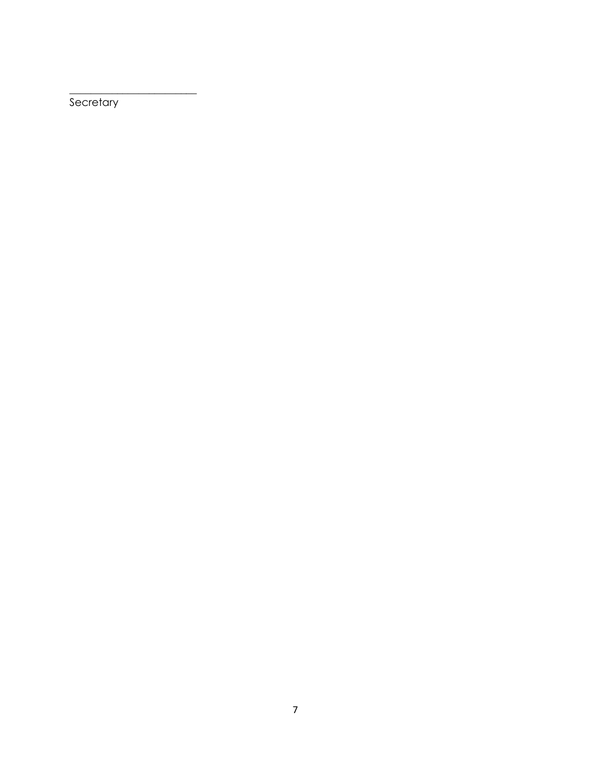\_\_\_\_\_\_\_\_\_\_\_\_\_\_\_\_\_\_\_\_\_\_\_\_

Secretary